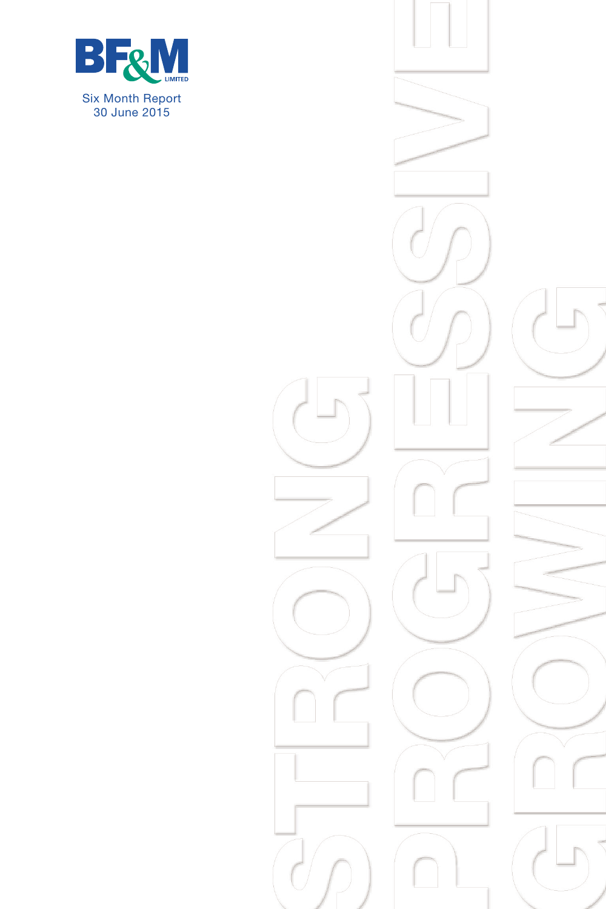BF&M LIMITED

Six Month Report
30 June 2015

STRONG
PROGRESSIVE
GROWING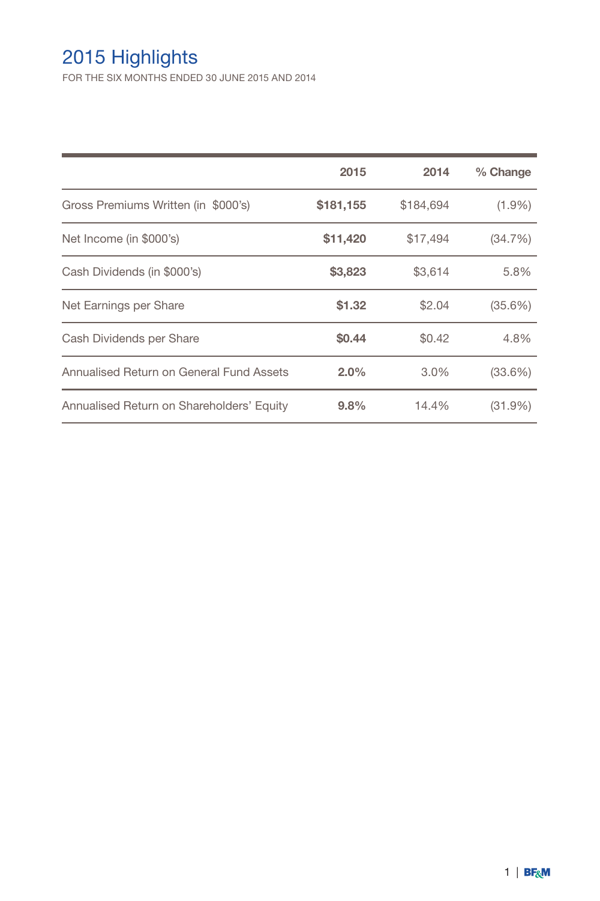# 2015 Highlights

FOR THE SIX MONTHS ENDED 30 JUNE 2015 AND 2014

| | 2015 | 2014 | % Change |
|---|---|---|---|
| Gross Premiums Written (in $000's) | **$181,155** | $184,694 | (1.9%) |
| Net Income (in $000's) | **$11,420** | $17,494 | (34.7%) |
| Cash Dividends (in $000's) | **$3,823** | $3,614 | 5.8% |
| Net Earnings per Share | **$1.32** | $2.04 | (35.6%) |
| Cash Dividends per Share | **$0.44** | $0.42 | 4.8% |
| Annualised Return on General Fund Assets | **2.0%** | 3.0% | (33.6%) |
| Annualised Return on Shareholders' Equity | **9.8%** | 14.4% | (31.9%) |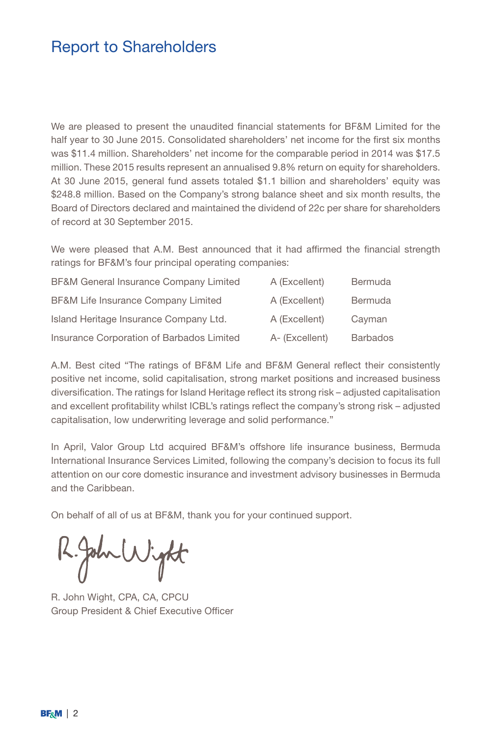# Report to Shareholders

We are pleased to present the unaudited financial statements for BF&M Limited for the half year to 30 June 2015. Consolidated shareholders' net income for the first six months was $11.4 million. Shareholders' net income for the comparable period in 2014 was $17.5 million. These 2015 results represent an annualised 9.8% return on equity for shareholders. At 30 June 2015, general fund assets totaled $1.1 billion and shareholders' equity was $248.8 million. Based on the Company's strong balance sheet and six month results, the Board of Directors declared and maintained the dividend of 22c per share for shareholders of record at 30 September 2015.

We were pleased that A.M. Best announced that it had affirmed the financial strength ratings for BF&M's four principal operating companies:

| | | |
|---|---|---|
| BF&M General Insurance Company Limited | A (Excellent) | Bermuda |
| BF&M Life Insurance Company Limited | A (Excellent) | Bermuda |
| Island Heritage Insurance Company Ltd. | A (Excellent) | Cayman |
| Insurance Corporation of Barbados Limited | A- (Excellent) | Barbados |

A.M. Best cited "The ratings of BF&M Life and BF&M General reflect their consistently positive net income, solid capitalisation, strong market positions and increased business diversification. The ratings for Island Heritage reflect its strong risk – adjusted capitalisation and excellent profitability whilst ICBL's ratings reflect the company's strong risk – adjusted capitalisation, low underwriting leverage and solid performance."

In April, Valor Group Ltd acquired BF&M's offshore life insurance business, Bermuda International Insurance Services Limited, following the company's decision to focus its full attention on our core domestic insurance and investment advisory businesses in Bermuda and the Caribbean.

On behalf of all of us at BF&M, thank you for your continued support.

R. John Wight, CPA, CA, CPCU
Group President & Chief Executive Officer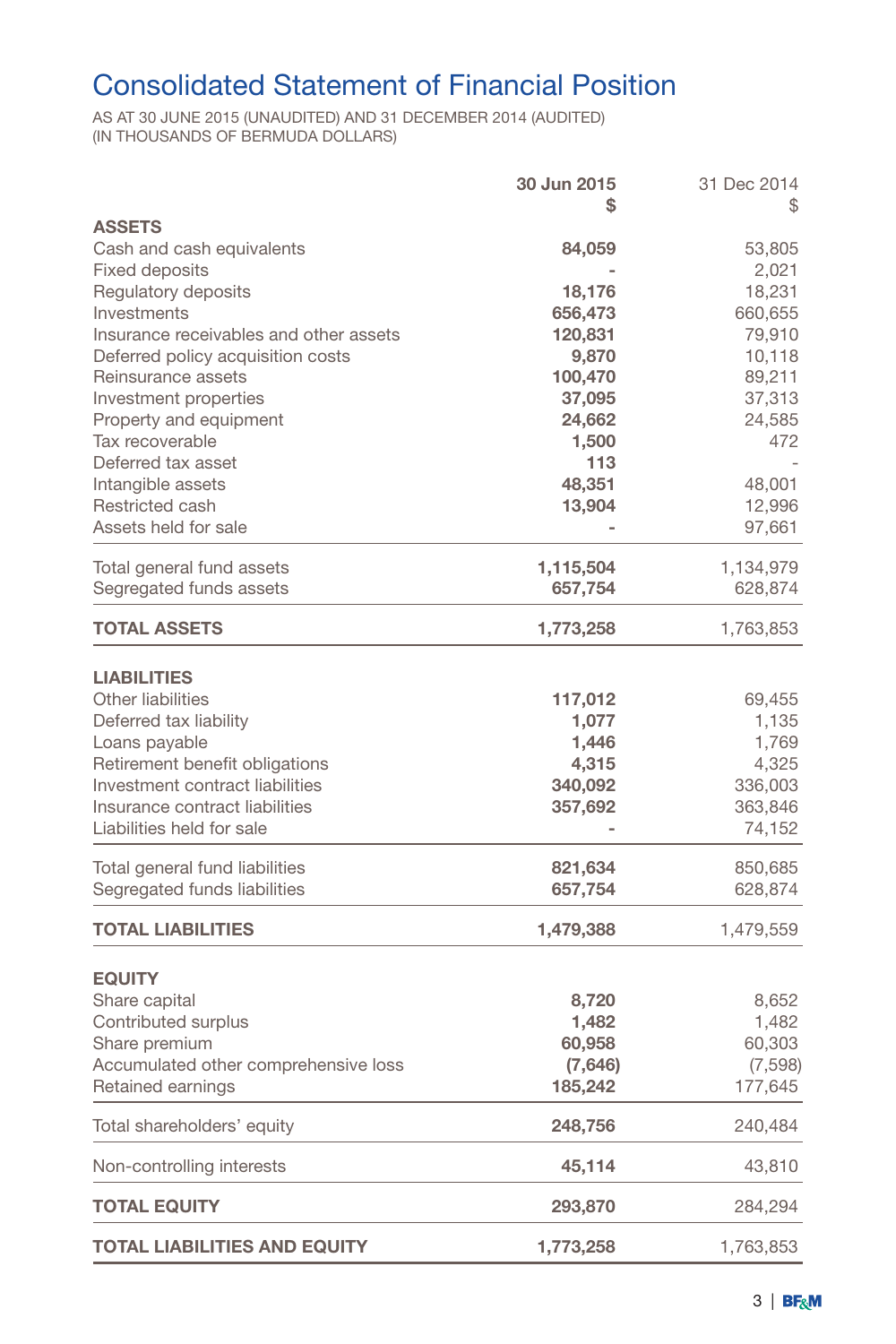# Consolidated Statement of Financial Position

AS AT 30 JUNE 2015 (UNAUDITED) AND 31 DECEMBER 2014 (AUDITED)
(IN THOUSANDS OF BERMUDA DOLLARS)

| | **30 Jun 2015** **$** | 31 Dec 2014 $ |
|---|---|---|
| **ASSETS** | | |
| Cash and cash equivalents | **84,059** | 53,805 |
| Fixed deposits | **-** | 2,021 |
| Regulatory deposits | **18,176** | 18,231 |
| Investments | **656,473** | 660,655 |
| Insurance receivables and other assets | **120,831** | 79,910 |
| Deferred policy acquisition costs | **9,870** | 10,118 |
| Reinsurance assets | **100,470** | 89,211 |
| Investment properties | **37,095** | 37,313 |
| Property and equipment | **24,662** | 24,585 |
| Tax recoverable | **1,500** | 472 |
| Deferred tax asset | **113** | - |
| Intangible assets | **48,351** | 48,001 |
| Restricted cash | **13,904** | 12,996 |
| Assets held for sale | **-** | 97,661 |
| Total general fund assets | **1,115,504** | 1,134,979 |
| Segregated funds assets | **657,754** | 628,874 |
| **TOTAL ASSETS** | **1,773,258** | 1,763,853 |
| **LIABILITIES** | | |
| Other liabilities | **117,012** | 69,455 |
| Deferred tax liability | **1,077** | 1,135 |
| Loans payable | **1,446** | 1,769 |
| Retirement benefit obligations | **4,315** | 4,325 |
| Investment contract liabilities | **340,092** | 336,003 |
| Insurance contract liabilities | **357,692** | 363,846 |
| Liabilities held for sale | **-** | 74,152 |
| Total general fund liabilities | **821,634** | 850,685 |
| Segregated funds liabilities | **657,754** | 628,874 |
| **TOTAL LIABILITIES** | **1,479,388** | 1,479,559 |
| **EQUITY** | | |
| Share capital | **8,720** | 8,652 |
| Contributed surplus | **1,482** | 1,482 |
| Share premium | **60,958** | 60,303 |
| Accumulated other comprehensive loss | **(7,646)** | (7,598) |
| Retained earnings | **185,242** | 177,645 |
| Total shareholders' equity | **248,756** | 240,484 |
| Non-controlling interests | **45,114** | 43,810 |
| **TOTAL EQUITY** | **293,870** | 284,294 |
| **TOTAL LIABILITIES AND EQUITY** | **1,773,258** | 1,763,853 |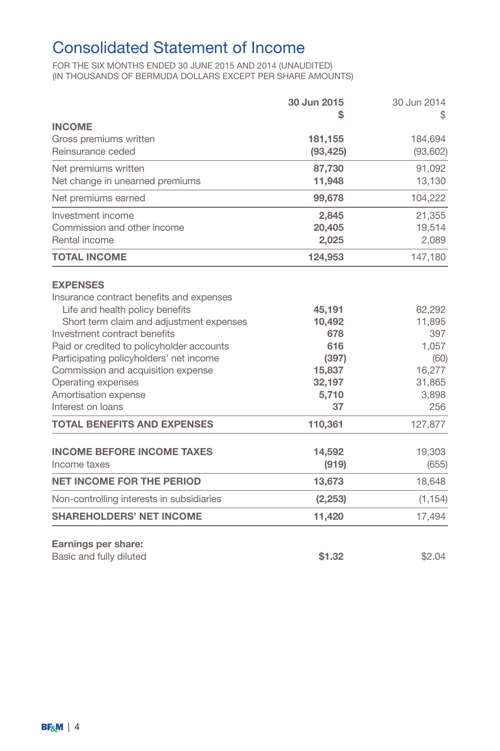# Consolidated Statement of Income

FOR THE SIX MONTHS ENDED 30 JUNE 2015 AND 2014 (UNAUDITED)
(IN THOUSANDS OF BERMUDA DOLLARS EXCEPT PER SHARE AMOUNTS)

| | **30 Jun 2015** **$** | 30 Jun 2014 $ |
|---|---|---|
| **INCOME** | | |
| Gross premiums written | **181,155** | 184,694 |
| Reinsurance ceded | **(93,425)** | (93,602) |
| Net premiums written | **87,730** | 91,092 |
| Net change in unearned premiums | **11,948** | 13,130 |
| Net premiums earned | **99,678** | 104,222 |
| Investment income | **2,845** | 21,355 |
| Commission and other income | **20,405** | 19,514 |
| Rental income | **2,025** | 2,089 |
| **TOTAL INCOME** | **124,953** | 147,180 |
| | | |
| **EXPENSES** | | |
| Insurance contract benefits and expenses | | |
| Life and health policy benefits | **45,191** | 62,292 |
| Short term claim and adjustment expenses | **10,492** | 11,895 |
| Investment contract benefits | **678** | 397 |
| Paid or credited to policyholder accounts | **616** | 1,057 |
| Participating policyholders' net income | **(397)** | (60) |
| Commission and acquisition expense | **15,837** | 16,277 |
| Operating expenses | **32,197** | 31,865 |
| Amortisation expense | **5,710** | 3,898 |
| Interest on loans | **37** | 256 |
| **TOTAL BENEFITS AND EXPENSES** | **110,361** | 127,877 |
| | | |
| **INCOME BEFORE INCOME TAXES** | **14,592** | 19,303 |
| Income taxes | **(919)** | (655) |
| **NET INCOME FOR THE PERIOD** | **13,673** | 18,648 |
| Non-controlling interests in subsidiaries | **(2,253)** | (1,154) |
| **SHAREHOLDERS' NET INCOME** | **11,420** | 17,494 |
| | | |
| **Earnings per share:** | | |
| Basic and fully diluted | **$1.32** | $2.04 |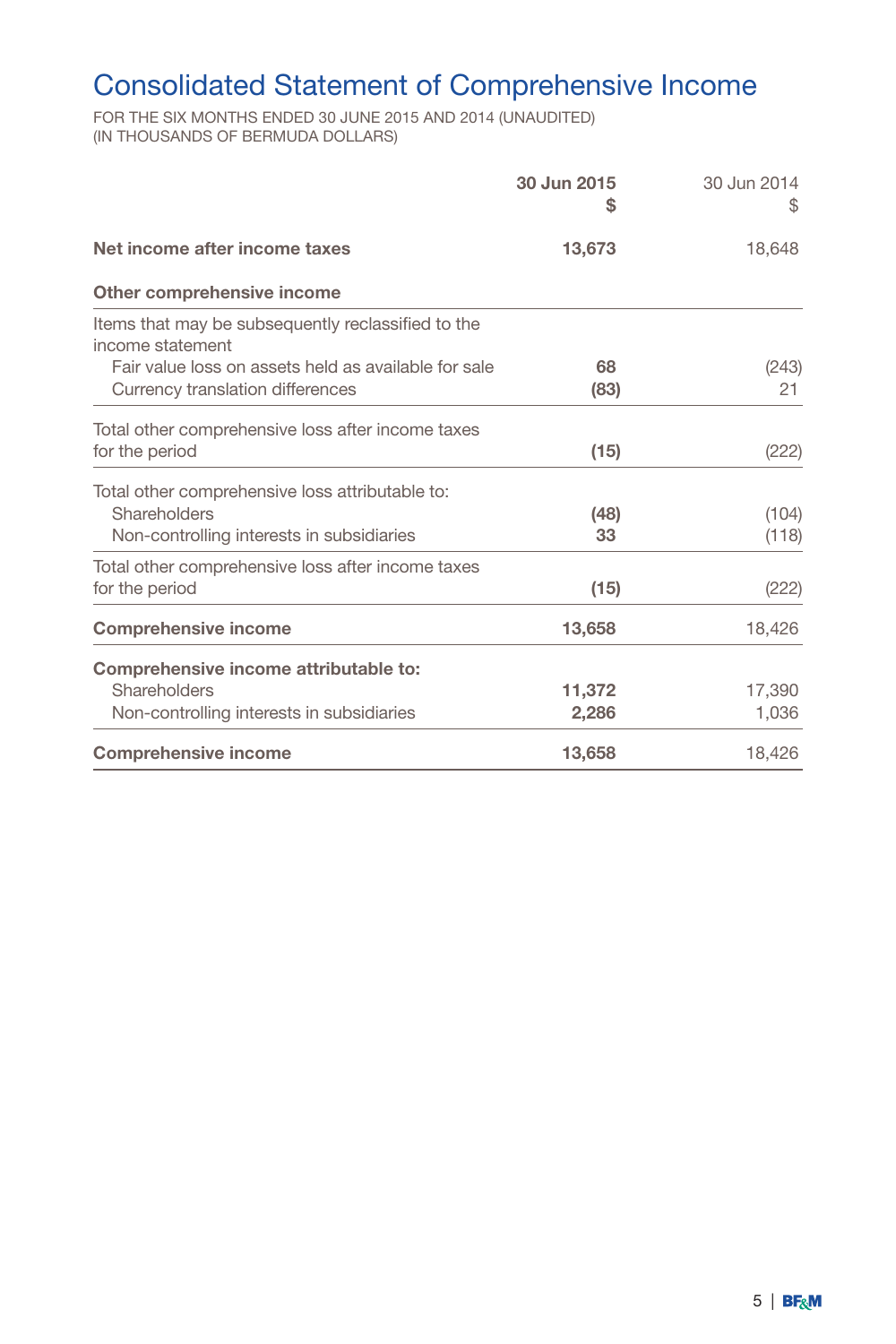# Consolidated Statement of Comprehensive Income

FOR THE SIX MONTHS ENDED 30 JUNE 2015 AND 2014 (UNAUDITED)
(IN THOUSANDS OF BERMUDA DOLLARS)

| | **30 Jun 2015** **$** | 30 Jun 2014 $ |
|---|---|---|
| **Net income after income taxes** | **13,673** | 18,648 |
| **Other comprehensive income** | | |
| Items that may be subsequently reclassified to the income statement | | |
| Fair value loss on assets held as available for sale | **68** | (243) |
| Currency translation differences | **(83)** | 21 |
| Total other comprehensive loss after income taxes for the period | **(15)** | (222) |
| Total other comprehensive loss attributable to: | | |
| Shareholders | **(48)** | (104) |
| Non-controlling interests in subsidiaries | **33** | (118) |
| Total other comprehensive loss after income taxes for the period | **(15)** | (222) |
| **Comprehensive income** | **13,658** | 18,426 |
| **Comprehensive income attributable to:** | | |
| Shareholders | **11,372** | 17,390 |
| Non-controlling interests in subsidiaries | **2,286** | 1,036 |
| **Comprehensive income** | **13,658** | 18,426 |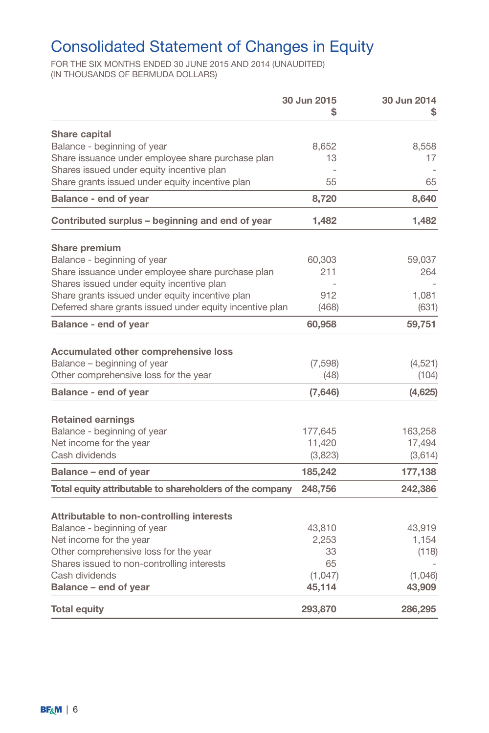# Consolidated Statement of Changes in Equity

FOR THE SIX MONTHS ENDED 30 JUNE 2015 AND 2014 (UNAUDITED)
(IN THOUSANDS OF BERMUDA DOLLARS)

| | 30 Jun 2015 $ | 30 Jun 2014 $ |
|---|---|---|
| **Share capital** | | |
| Balance - beginning of year | 8,652 | 8,558 |
| Share issuance under employee share purchase plan | 13 | 17 |
| Shares issued under equity incentive plan | - | - |
| Share grants issued under equity incentive plan | 55 | 65 |
| **Balance - end of year** | **8,720** | **8,640** |
| **Contributed surplus – beginning and end of year** | **1,482** | **1,482** |
| **Share premium** | | |
| Balance - beginning of year | 60,303 | 59,037 |
| Share issuance under employee share purchase plan | 211 | 264 |
| Shares issued under equity incentive plan | - | - |
| Share grants issued under equity incentive plan | 912 | 1,081 |
| Deferred share grants issued under equity incentive plan | (468) | (631) |
| **Balance - end of year** | **60,958** | **59,751** |
| **Accumulated other comprehensive loss** | | |
| Balance – beginning of year | (7,598) | (4,521) |
| Other comprehensive loss for the year | (48) | (104) |
| **Balance - end of year** | **(7,646)** | **(4,625)** |
| **Retained earnings** | | |
| Balance - beginning of year | 177,645 | 163,258 |
| Net income for the year | 11,420 | 17,494 |
| Cash dividends | (3,823) | (3,614) |
| **Balance – end of year** | **185,242** | **177,138** |
| **Total equity attributable to shareholders of the company** | **248,756** | **242,386** |
| **Attributable to non-controlling interests** | | |
| Balance - beginning of year | 43,810 | 43,919 |
| Net income for the year | 2,253 | 1,154 |
| Other comprehensive loss for the year | 33 | (118) |
| Shares issued to non-controlling interests | 65 | - |
| Cash dividends | (1,047) | (1,046) |
| **Balance – end of year** | **45,114** | **43,909** |
| **Total equity** | **293,870** | **286,295** |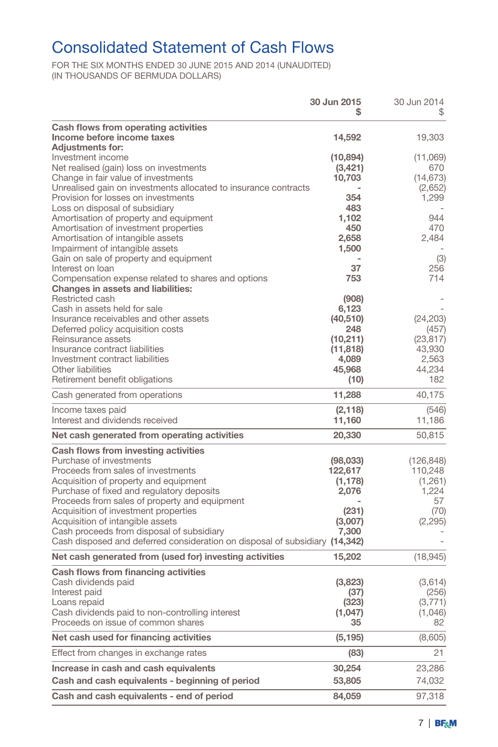# Consolidated Statement of Cash Flows

FOR THE SIX MONTHS ENDED 30 JUNE 2015 AND 2014 (UNAUDITED)
(IN THOUSANDS OF BERMUDA DOLLARS)

| | 30 Jun 2015 $ | 30 Jun 2014 $ |
|---|---|---|
| **Cash flows from operating activities** | | |
| **Income before income taxes** | **14,592** | 19,303 |
| **Adjustments for:** | | |
| Investment income | **(10,894)** | (11,069) |
| Net realised (gain) loss on investments | **(3,421)** | 670 |
| Change in fair value of investments | **10,703** | (14,673) |
| Unrealised gain on investments allocated to insurance contracts | **-** | (2,652) |
| Provision for losses on investments | **354** | 1,299 |
| Loss on disposal of subsidiary | **483** | - |
| Amortisation of property and equipment | **1,102** | 944 |
| Amortisation of investment properties | **450** | 470 |
| Amortisation of intangible assets | **2,658** | 2,484 |
| Impairment of intangible assets | **1,500** | - |
| Gain on sale of property and equipment | **-** | (3) |
| Interest on loan | **37** | 256 |
| Compensation expense related to shares and options | **753** | 714 |
| **Changes in assets and liabilities:** | | |
| Restricted cash | **(908)** | - |
| Cash in assets held for sale | **6,123** | - |
| Insurance receivables and other assets | **(40,510)** | (24,203) |
| Deferred policy acquisition costs | **248** | (457) |
| Reinsurance assets | **(10,211)** | (23,817) |
| Insurance contract liabilities | **(11,818)** | 43,930 |
| Investment contract liabilities | **4,089** | 2,563 |
| Other liabilities | **45,968** | 44,234 |
| Retirement benefit obligations | **(10)** | 182 |
| Cash generated from operations | **11,288** | 40,175 |
| Income taxes paid | **(2,118)** | (546) |
| Interest and dividends received | **11,160** | 11,186 |
| **Net cash generated from operating activities** | **20,330** | 50,815 |
| **Cash flows from investing activities** | | |
| Purchase of investments | **(98,033)** | (126,848) |
| Proceeds from sales of investments | **122,617** | 110,248 |
| Acquisition of property and equipment | **(1,178)** | (1,261) |
| Purchase of fixed and regulatory deposits | **2,076** | 1,224 |
| Proceeds from sales of property and equipment | **-** | 57 |
| Acquisition of investment properties | **(231)** | (70) |
| Acquisition of intangible assets | **(3,007)** | (2,295) |
| Cash proceeds from disposal of subsidiary | **7,300** | - |
| Cash disposed and deferred consideration on disposal of subsidiary | **(14,342)** | - |
| **Net cash generated from (used for) investing activities** | **15,202** | (18,945) |
| **Cash flows from financing activities** | | |
| Cash dividends paid | **(3,823)** | (3,614) |
| Interest paid | **(37)** | (256) |
| Loans repaid | **(323)** | (3,771) |
| Cash dividends paid to non-controlling interest | **(1,047)** | (1,046) |
| Proceeds on issue of common shares | **35** | 82 |
| **Net cash used for financing activities** | **(5,195)** | (8,605) |
| Effect from changes in exchange rates | **(83)** | 21 |
| **Increase in cash and cash equivalents** | **30,254** | 23,286 |
| **Cash and cash equivalents - beginning of period** | **53,805** | 74,032 |
| **Cash and cash equivalents - end of period** | **84,059** | 97,318 |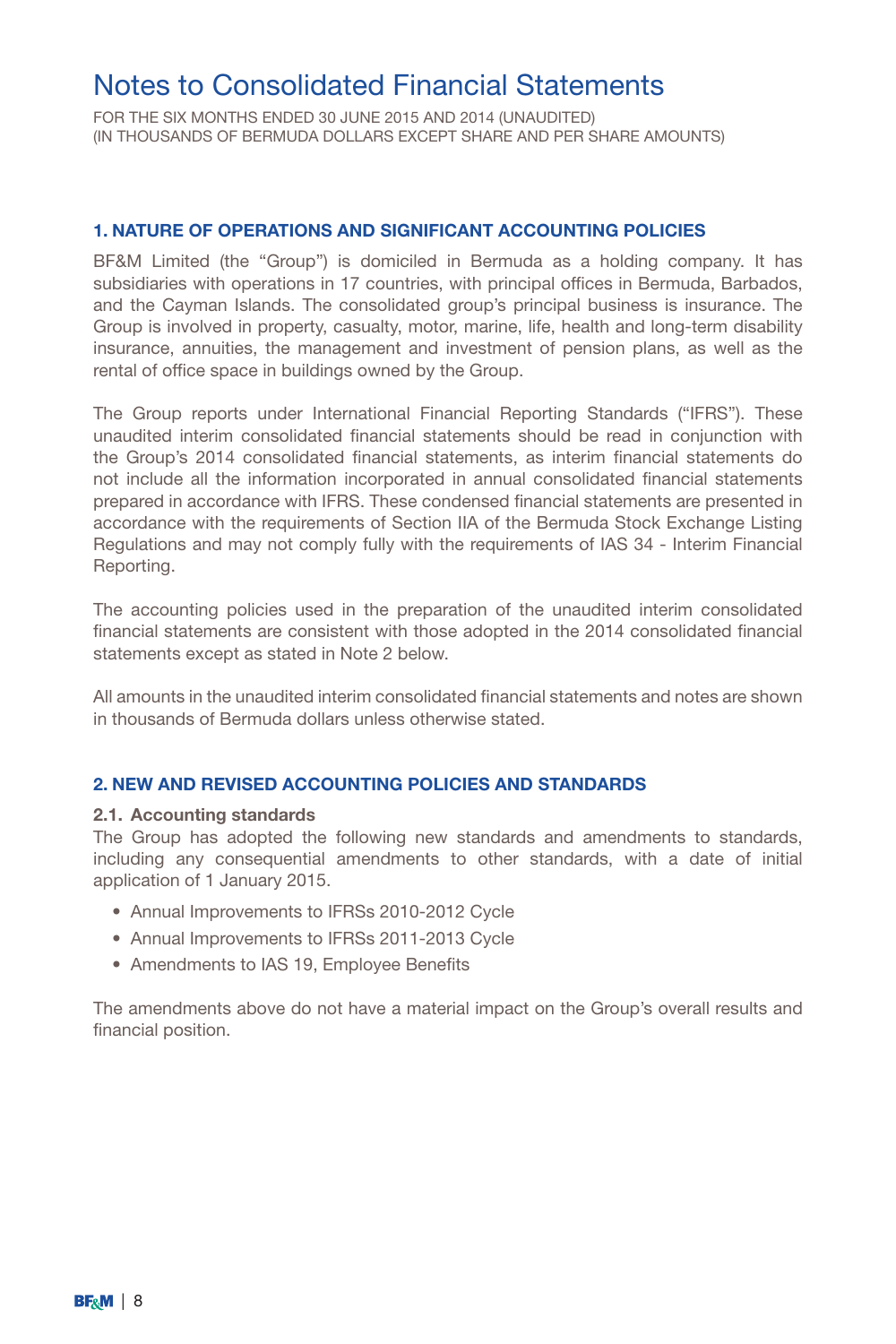# Notes to Consolidated Financial Statements

FOR THE SIX MONTHS ENDED 30 JUNE 2015 AND 2014 (UNAUDITED)
(IN THOUSANDS OF BERMUDA DOLLARS EXCEPT SHARE AND PER SHARE AMOUNTS)

## 1. NATURE OF OPERATIONS AND SIGNIFICANT ACCOUNTING POLICIES

BF&M Limited (the "Group") is domiciled in Bermuda as a holding company. It has subsidiaries with operations in 17 countries, with principal offices in Bermuda, Barbados, and the Cayman Islands. The consolidated group's principal business is insurance. The Group is involved in property, casualty, motor, marine, life, health and long-term disability insurance, annuities, the management and investment of pension plans, as well as the rental of office space in buildings owned by the Group.

The Group reports under International Financial Reporting Standards ("IFRS"). These unaudited interim consolidated financial statements should be read in conjunction with the Group's 2014 consolidated financial statements, as interim financial statements do not include all the information incorporated in annual consolidated financial statements prepared in accordance with IFRS. These condensed financial statements are presented in accordance with the requirements of Section IIA of the Bermuda Stock Exchange Listing Regulations and may not comply fully with the requirements of IAS 34 - Interim Financial Reporting.

The accounting policies used in the preparation of the unaudited interim consolidated financial statements are consistent with those adopted in the 2014 consolidated financial statements except as stated in Note 2 below.

All amounts in the unaudited interim consolidated financial statements and notes are shown in thousands of Bermuda dollars unless otherwise stated.

## 2. NEW AND REVISED ACCOUNTING POLICIES AND STANDARDS

### 2.1. Accounting standards

The Group has adopted the following new standards and amendments to standards, including any consequential amendments to other standards, with a date of initial application of 1 January 2015.

- Annual Improvements to IFRSs 2010-2012 Cycle
- Annual Improvements to IFRSs 2011-2013 Cycle
- Amendments to IAS 19, Employee Benefits

The amendments above do not have a material impact on the Group's overall results and financial position.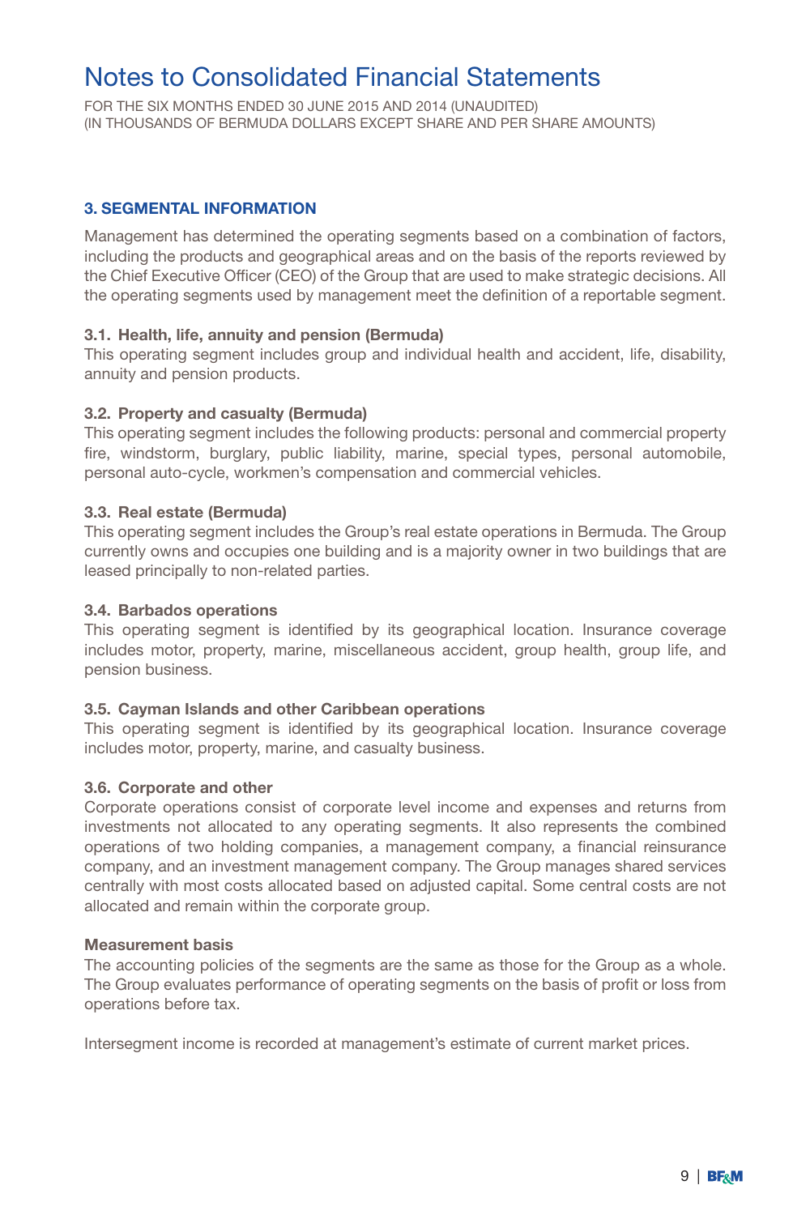# Notes to Consolidated Financial Statements

FOR THE SIX MONTHS ENDED 30 JUNE 2015 AND 2014 (UNAUDITED)
(IN THOUSANDS OF BERMUDA DOLLARS EXCEPT SHARE AND PER SHARE AMOUNTS)

## 3. SEGMENTAL INFORMATION

Management has determined the operating segments based on a combination of factors, including the products and geographical areas and on the basis of the reports reviewed by the Chief Executive Officer (CEO) of the Group that are used to make strategic decisions. All the operating segments used by management meet the definition of a reportable segment.

### 3.1. Health, life, annuity and pension (Bermuda)

This operating segment includes group and individual health and accident, life, disability, annuity and pension products.

### 3.2. Property and casualty (Bermuda)

This operating segment includes the following products: personal and commercial property fire, windstorm, burglary, public liability, marine, special types, personal automobile, personal auto-cycle, workmen's compensation and commercial vehicles.

### 3.3. Real estate (Bermuda)

This operating segment includes the Group's real estate operations in Bermuda. The Group currently owns and occupies one building and is a majority owner in two buildings that are leased principally to non-related parties.

### 3.4. Barbados operations

This operating segment is identified by its geographical location. Insurance coverage includes motor, property, marine, miscellaneous accident, group health, group life, and pension business.

### 3.5. Cayman Islands and other Caribbean operations

This operating segment is identified by its geographical location. Insurance coverage includes motor, property, marine, and casualty business.

### 3.6. Corporate and other

Corporate operations consist of corporate level income and expenses and returns from investments not allocated to any operating segments. It also represents the combined operations of two holding companies, a management company, a financial reinsurance company, and an investment management company. The Group manages shared services centrally with most costs allocated based on adjusted capital. Some central costs are not allocated and remain within the corporate group.

### Measurement basis

The accounting policies of the segments are the same as those for the Group as a whole. The Group evaluates performance of operating segments on the basis of profit or loss from operations before tax.

Intersegment income is recorded at management's estimate of current market prices.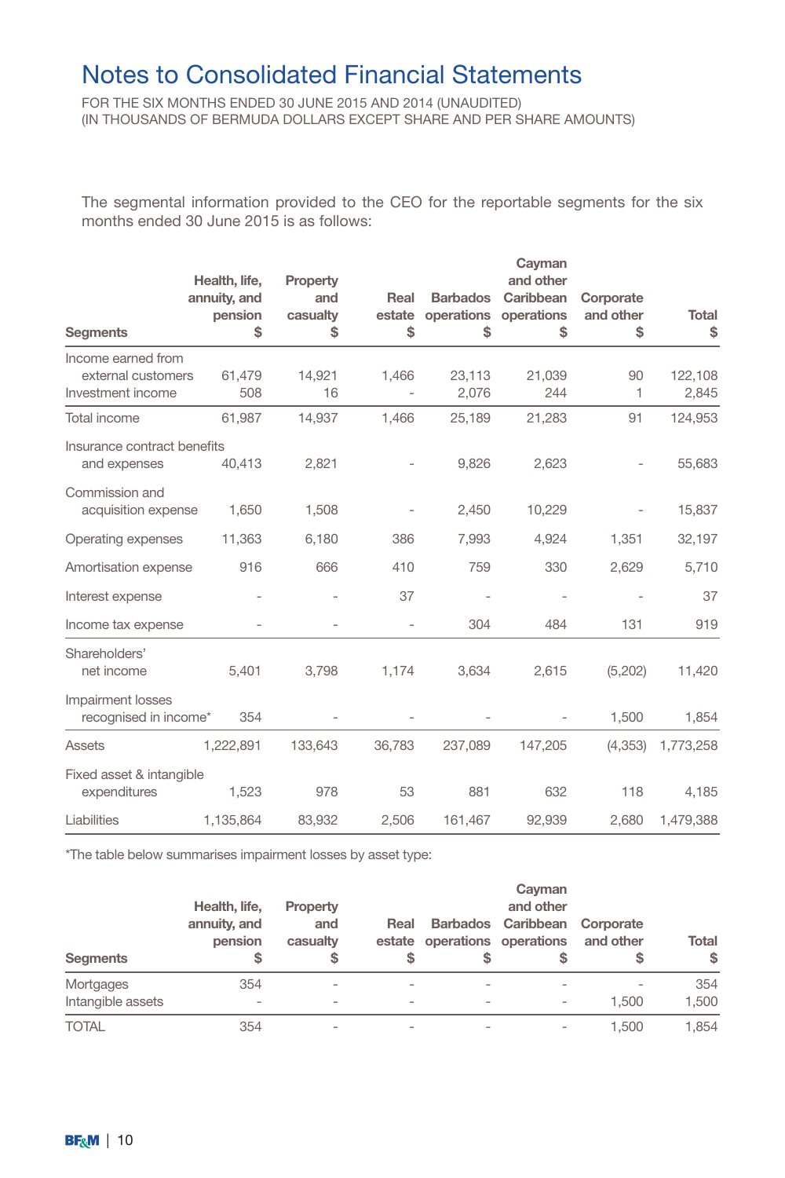# Notes to Consolidated Financial Statements

FOR THE SIX MONTHS ENDED 30 JUNE 2015 AND 2014 (UNAUDITED)
(IN THOUSANDS OF BERMUDA DOLLARS EXCEPT SHARE AND PER SHARE AMOUNTS)

The segmental information provided to the CEO for the reportable segments for the six months ended 30 June 2015 is as follows:

| Segments | Health, life, annuity, and pension $ | Property and casualty $ | Real estate $ | Barbados operations $ | Cayman and other Caribbean operations $ | Corporate and other $ | Total $ |
|---|---|---|---|---|---|---|---|
| Income earned from external customers | 61,479 | 14,921 | 1,466 | 23,113 | 21,039 | 90 | 122,108 |
| Investment income | 508 | 16 | - | 2,076 | 244 | 1 | 2,845 |
| Total income | 61,987 | 14,937 | 1,466 | 25,189 | 21,283 | 91 | 124,953 |
| Insurance contract benefits and expenses | 40,413 | 2,821 | - | 9,826 | 2,623 | - | 55,683 |
| Commission and acquisition expense | 1,650 | 1,508 | - | 2,450 | 10,229 | - | 15,837 |
| Operating expenses | 11,363 | 6,180 | 386 | 7,993 | 4,924 | 1,351 | 32,197 |
| Amortisation expense | 916 | 666 | 410 | 759 | 330 | 2,629 | 5,710 |
| Interest expense | - | - | 37 | - | - | - | 37 |
| Income tax expense | - | - | - | 304 | 484 | 131 | 919 |
| Shareholders' net income | 5,401 | 3,798 | 1,174 | 3,634 | 2,615 | (5,202) | 11,420 |
| Impairment losses recognised in income* | 354 | - | - | - | - | 1,500 | 1,854 |
| Assets | 1,222,891 | 133,643 | 36,783 | 237,089 | 147,205 | (4,353) | 1,773,258 |
| Fixed asset & intangible expenditures | 1,523 | 978 | 53 | 881 | 632 | 118 | 4,185 |
| Liabilities | 1,135,864 | 83,932 | 2,506 | 161,467 | 92,939 | 2,680 | 1,479,388 |

*The table below summarises impairment losses by asset type:

| Segments | Health, life, annuity, and pension $ | Property and casualty $ | Real estate $ | Barbados operations $ | Cayman and other Caribbean operations $ | Corporate and other $ | Total $ |
|---|---|---|---|---|---|---|---|
| Mortgages | 354 | - | - | - | - | - | 354 |
| Intangible assets | - | - | - | - | - | 1,500 | 1,500 |
| TOTAL | 354 | - | - | - | - | 1,500 | 1,854 |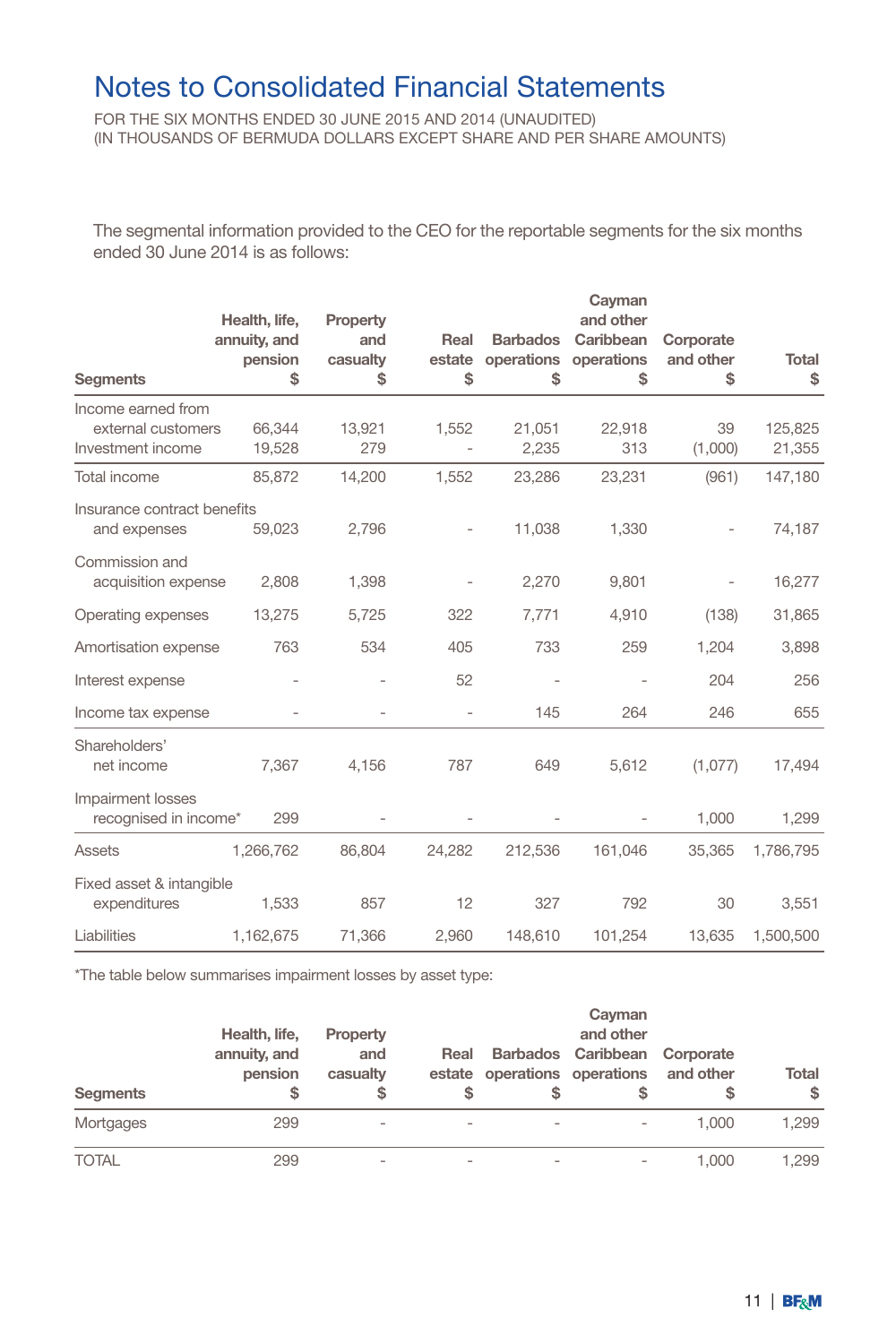# Notes to Consolidated Financial Statements

FOR THE SIX MONTHS ENDED 30 JUNE 2015 AND 2014 (UNAUDITED)
(IN THOUSANDS OF BERMUDA DOLLARS EXCEPT SHARE AND PER SHARE AMOUNTS)

The segmental information provided to the CEO for the reportable segments for the six months ended 30 June 2014 is as follows:

| Segments | Health, life, annuity, and pension $ | Property and casualty $ | Real estate $ | Barbados operations $ | Cayman and other Caribbean operations $ | Corporate and other $ | Total $ |
|---|---|---|---|---|---|---|---|
| Income earned from external customers | 66,344 | 13,921 | 1,552 | 21,051 | 22,918 | 39 | 125,825 |
| Investment income | 19,528 | 279 | - | 2,235 | 313 | (1,000) | 21,355 |
| Total income | 85,872 | 14,200 | 1,552 | 23,286 | 23,231 | (961) | 147,180 |
| Insurance contract benefits and expenses | 59,023 | 2,796 | - | 11,038 | 1,330 | - | 74,187 |
| Commission and acquisition expense | 2,808 | 1,398 | - | 2,270 | 9,801 | - | 16,277 |
| Operating expenses | 13,275 | 5,725 | 322 | 7,771 | 4,910 | (138) | 31,865 |
| Amortisation expense | 763 | 534 | 405 | 733 | 259 | 1,204 | 3,898 |
| Interest expense | - | - | 52 | - | - | 204 | 256 |
| Income tax expense | - | - | - | 145 | 264 | 246 | 655 |
| Shareholders' net income | 7,367 | 4,156 | 787 | 649 | 5,612 | (1,077) | 17,494 |
| Impairment losses recognised in income* | 299 | - | - | - | - | 1,000 | 1,299 |
| Assets | 1,266,762 | 86,804 | 24,282 | 212,536 | 161,046 | 35,365 | 1,786,795 |
| Fixed asset & intangible expenditures | 1,533 | 857 | 12 | 327 | 792 | 30 | 3,551 |
| Liabilities | 1,162,675 | 71,366 | 2,960 | 148,610 | 101,254 | 13,635 | 1,500,500 |

*The table below summarises impairment losses by asset type:

| Segments | Health, life, annuity, and pension $ | Property and casualty $ | Real estate $ | Barbados operations $ | Cayman and other Caribbean operations $ | Corporate and other $ | Total $ |
|---|---|---|---|---|---|---|---|
| Mortgages | 299 | - | - | - | - | 1,000 | 1,299 |
| TOTAL | 299 | - | - | - | - | 1,000 | 1,299 |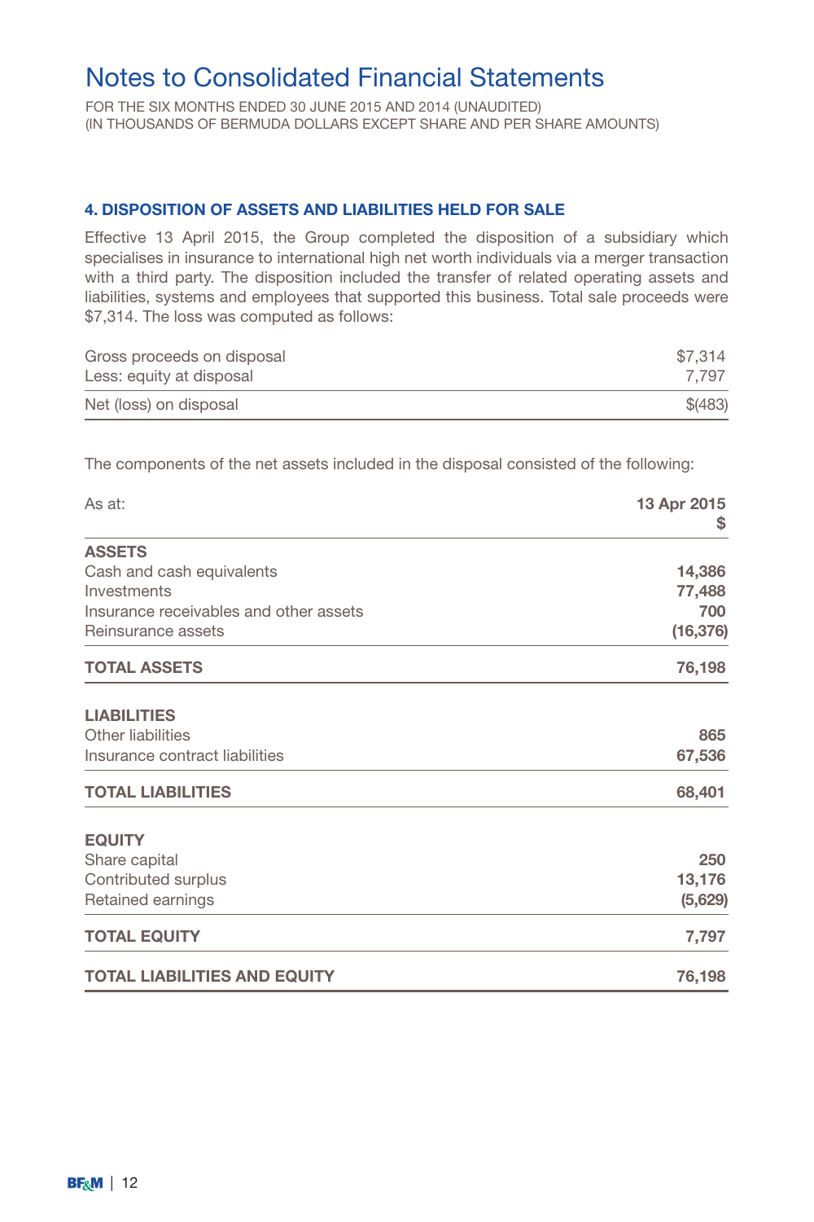# Notes to Consolidated Financial Statements

FOR THE SIX MONTHS ENDED 30 JUNE 2015 AND 2014 (UNAUDITED)
(IN THOUSANDS OF BERMUDA DOLLARS EXCEPT SHARE AND PER SHARE AMOUNTS)

## 4. DISPOSITION OF ASSETS AND LIABILITIES HELD FOR SALE

Effective 13 April 2015, the Group completed the disposition of a subsidiary which specialises in insurance to international high net worth individuals via a merger transaction with a third party. The disposition included the transfer of related operating assets and liabilities, systems and employees that supported this business. Total sale proceeds were $7,314. The loss was computed as follows:

| | |
|---|---|
| Gross proceeds on disposal | $7,314 |
| Less: equity at disposal | 7,797 |
| Net (loss) on disposal | $(483) |

The components of the net assets included in the disposal consisted of the following:

| As at: | **13 Apr 2015** **$** |
|---|---|
| **ASSETS** | |
| Cash and cash equivalents | **14,386** |
| Investments | **77,488** |
| Insurance receivables and other assets | **700** |
| Reinsurance assets | **(16,376)** |
| **TOTAL ASSETS** | **76,198** |
| **LIABILITIES** | |
| Other liabilities | **865** |
| Insurance contract liabilities | **67,536** |
| **TOTAL LIABILITIES** | **68,401** |
| **EQUITY** | |
| Share capital | **250** |
| Contributed surplus | **13,176** |
| Retained earnings | **(5,629)** |
| **TOTAL EQUITY** | **7,797** |
| **TOTAL LIABILITIES AND EQUITY** | **76,198** |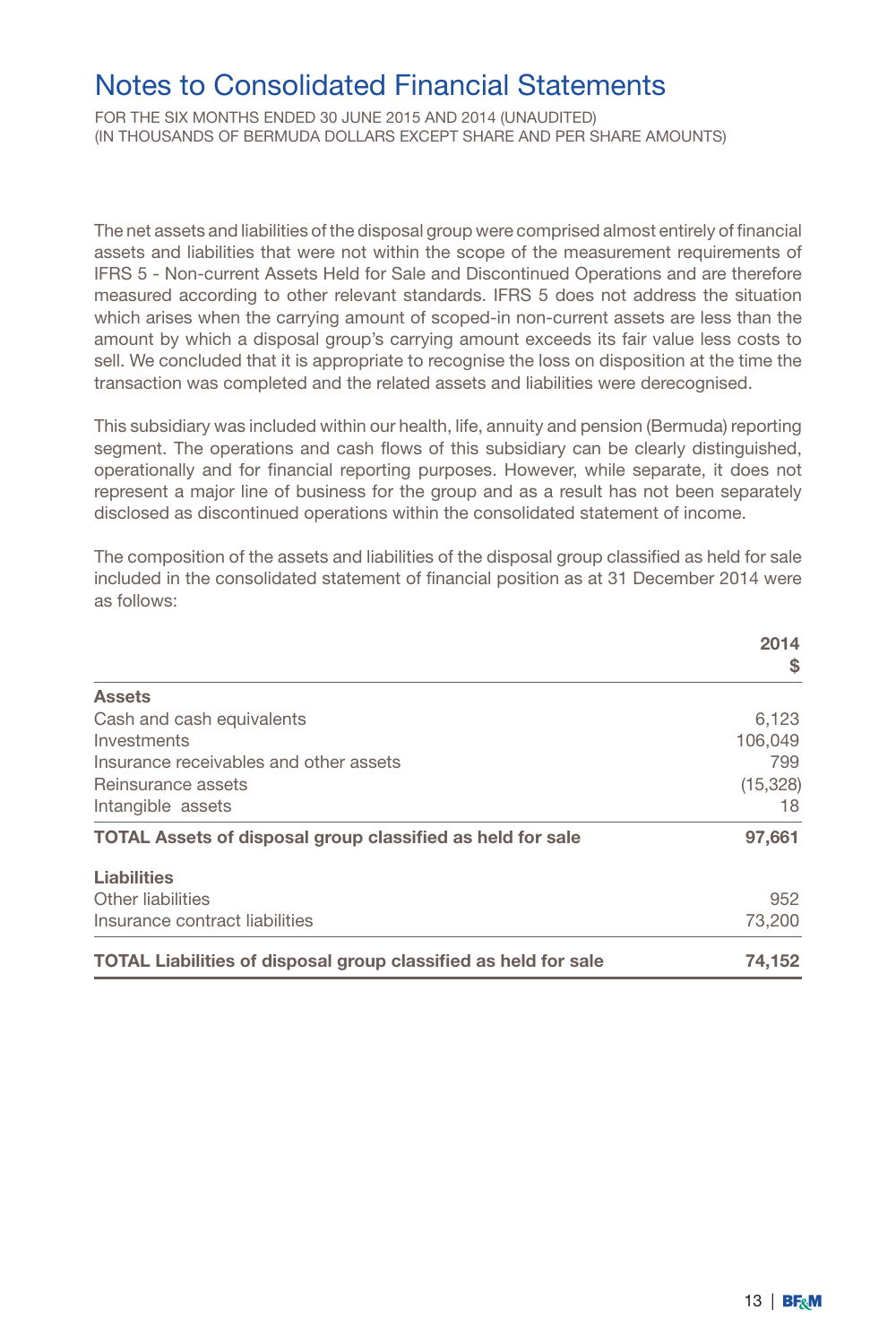# Notes to Consolidated Financial Statements

FOR THE SIX MONTHS ENDED 30 JUNE 2015 AND 2014 (UNAUDITED)
(IN THOUSANDS OF BERMUDA DOLLARS EXCEPT SHARE AND PER SHARE AMOUNTS)

The net assets and liabilities of the disposal group were comprised almost entirely of financial assets and liabilities that were not within the scope of the measurement requirements of IFRS 5 - Non-current Assets Held for Sale and Discontinued Operations and are therefore measured according to other relevant standards. IFRS 5 does not address the situation which arises when the carrying amount of scoped-in non-current assets are less than the amount by which a disposal group's carrying amount exceeds its fair value less costs to sell. We concluded that it is appropriate to recognise the loss on disposition at the time the transaction was completed and the related assets and liabilities were derecognised.

This subsidiary was included within our health, life, annuity and pension (Bermuda) reporting segment. The operations and cash flows of this subsidiary can be clearly distinguished, operationally and for financial reporting purposes. However, while separate, it does not represent a major line of business for the group and as a result has not been separately disclosed as discontinued operations within the consolidated statement of income.

The composition of the assets and liabilities of the disposal group classified as held for sale included in the consolidated statement of financial position as at 31 December 2014 were as follows:

| | 2014 $ |
|---|---|
| **Assets** | |
| Cash and cash equivalents | 6,123 |
| Investments | 106,049 |
| Insurance receivables and other assets | 799 |
| Reinsurance assets | (15,328) |
| Intangible assets | 18 |
| **TOTAL Assets of disposal group classified as held for sale** | **97,661** |
| **Liabilities** | |
| Other liabilities | 952 |
| Insurance contract liabilities | 73,200 |
| **TOTAL Liabilities of disposal group classified as held for sale** | **74,152** |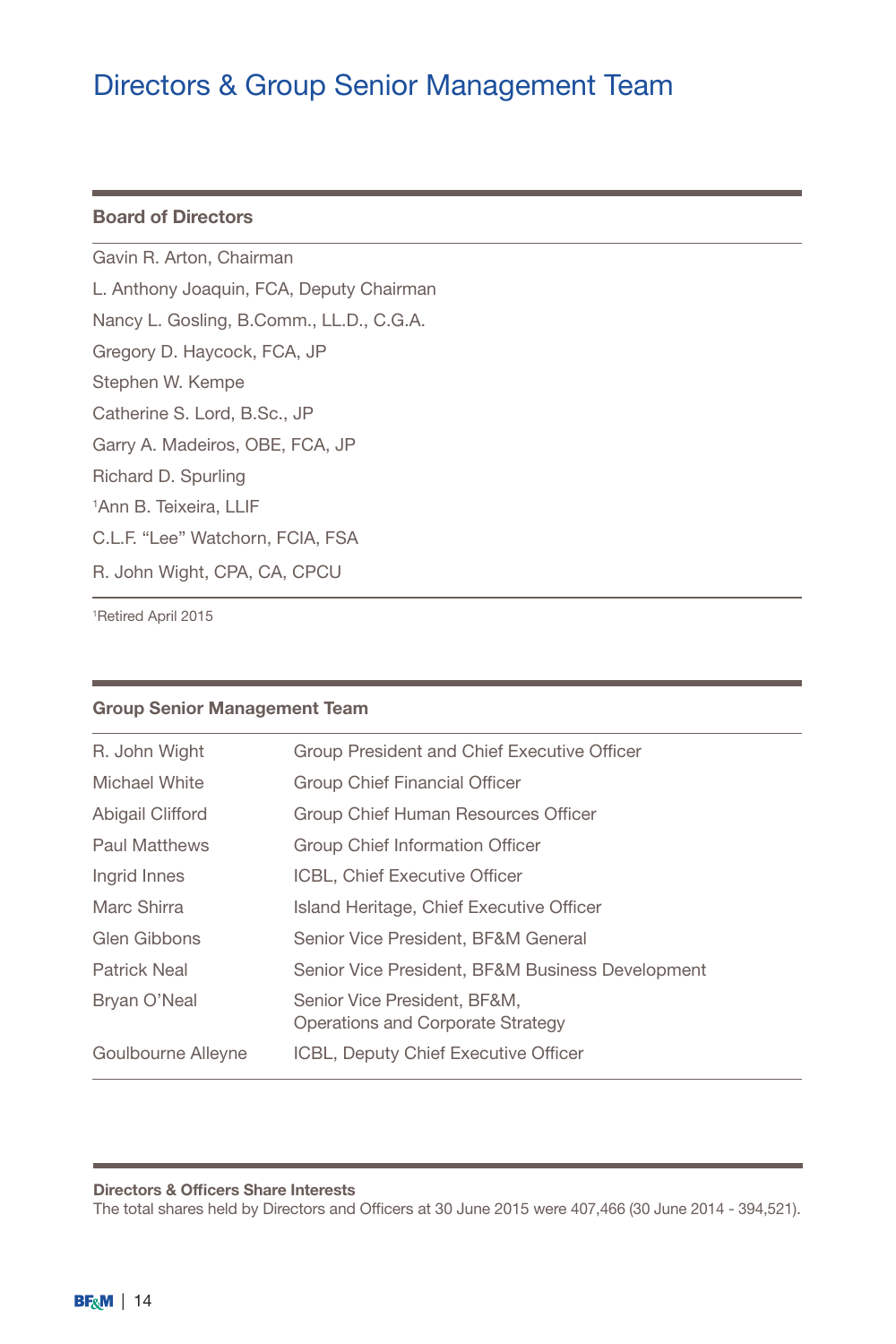# Directors & Group Senior Management Team

## Board of Directors

Gavin R. Arton, Chairman

L. Anthony Joaquin, FCA, Deputy Chairman

Nancy L. Gosling, B.Comm., LL.D., C.G.A.

Gregory D. Haycock, FCA, JP

Stephen W. Kempe

Catherine S. Lord, B.Sc., JP

Garry A. Madeiros, OBE, FCA, JP

Richard D. Spurling

[1]Ann B. Teixeira, LLIF

C.L.F. "Lee" Watchorn, FCIA, FSA

R. John Wight, CPA, CA, CPCU

[1]Retired April 2015

## Group Senior Management Team

| | |
|---|---|
| R. John Wight | Group President and Chief Executive Officer |
| Michael White | Group Chief Financial Officer |
| Abigail Clifford | Group Chief Human Resources Officer |
| Paul Matthews | Group Chief Information Officer |
| Ingrid Innes | ICBL, Chief Executive Officer |
| Marc Shirra | Island Heritage, Chief Executive Officer |
| Glen Gibbons | Senior Vice President, BF&M General |
| Patrick Neal | Senior Vice President, BF&M Business Development |
| Bryan O'Neal | Senior Vice President, BF&M, Operations and Corporate Strategy |
| Goulbourne Alleyne | ICBL, Deputy Chief Executive Officer |

**Directors & Officers Share Interests**

The total shares held by Directors and Officers at 30 June 2015 were 407,466 (30 June 2014 - 394,521).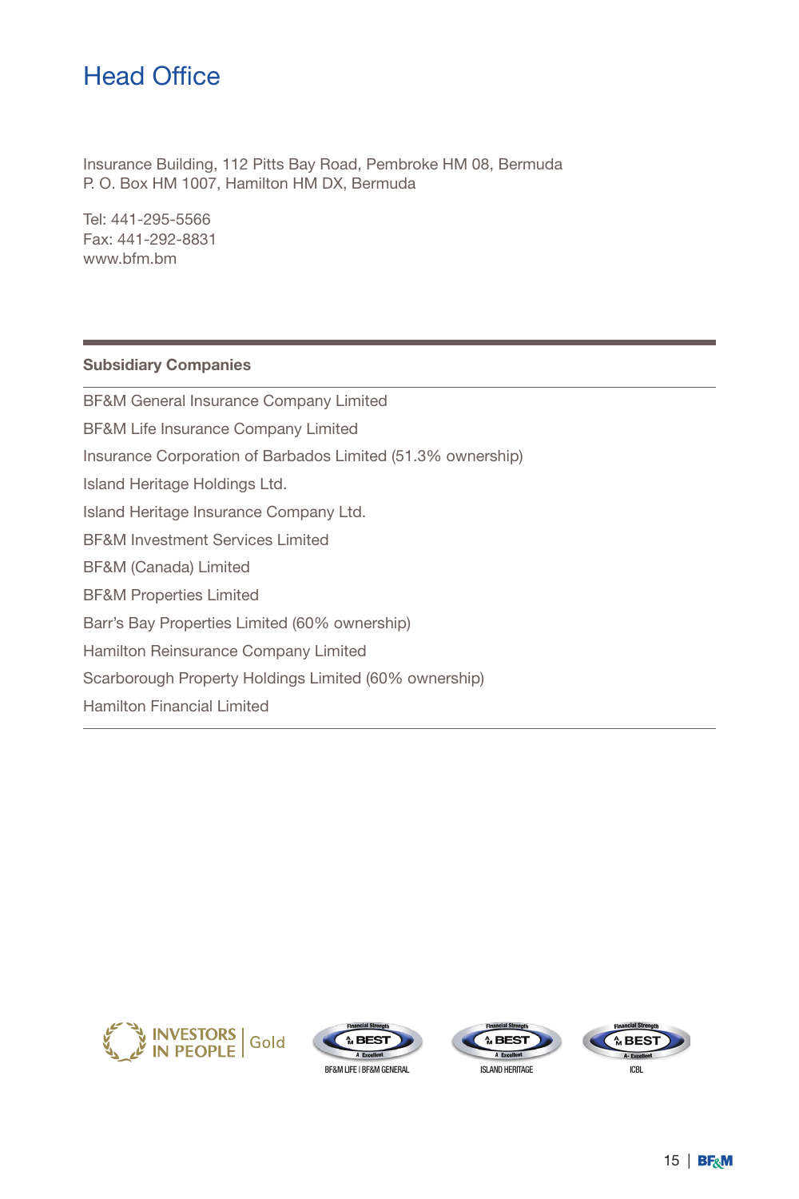# Head Office

Insurance Building, 112 Pitts Bay Road, Pembroke HM 08, Bermuda
P. O. Box HM 1007, Hamilton HM DX, Bermuda

Tel: 441-295-5566
Fax: 441-292-8831
www.bfm.bm

**Subsidiary Companies**

BF&M General Insurance Company Limited

BF&M Life Insurance Company Limited

Insurance Corporation of Barbados Limited (51.3% ownership)

Island Heritage Holdings Ltd.

Island Heritage Insurance Company Ltd.

BF&M Investment Services Limited

BF&M (Canada) Limited

BF&M Properties Limited

Barr's Bay Properties Limited (60% ownership)

Hamilton Reinsurance Company Limited

Scarborough Property Holdings Limited (60% ownership)

Hamilton Financial Limited

INVESTORS IN PEOPLE | Gold

Financial Strength A.M. BEST A Excellent
BF&M LIFE | BF&M GENERAL

Financial Strength A.M. BEST A Excellent
ISLAND HERITAGE

Financial Strength A.M. BEST A- Excellent
ICBL